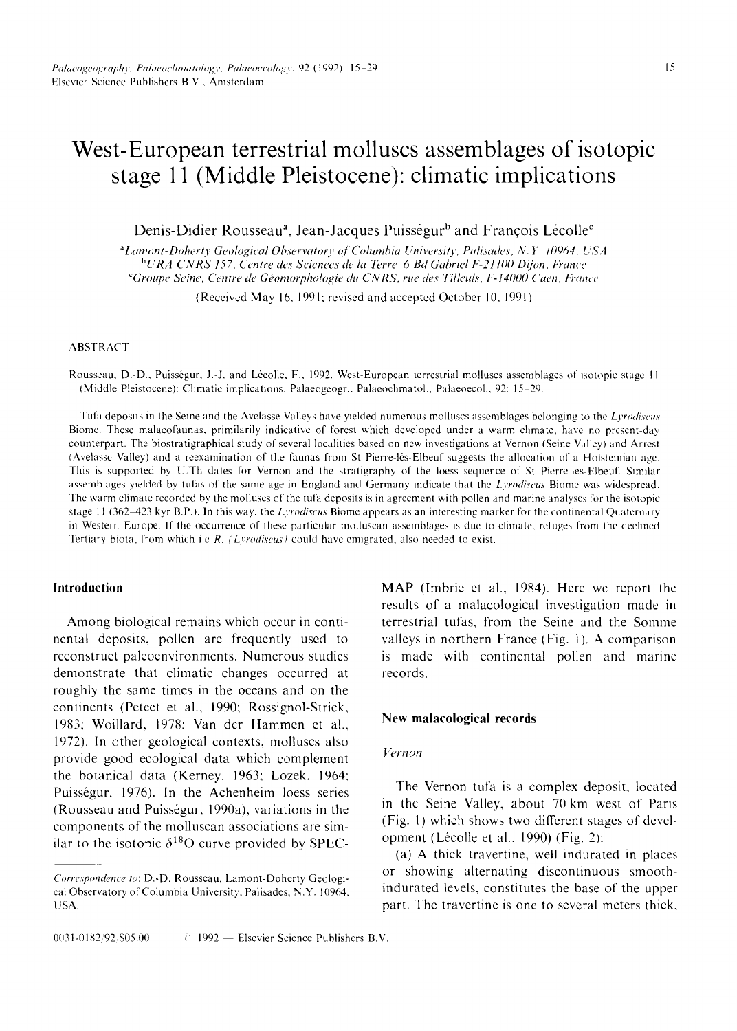# West-European terrestrial molluscs assemblages of isotopic stage 11 (Middle Pleistocene): climatic implications

Denis-Didier Rousseau[a], Jean-Jacques Puisségur[b] and François Lécolle[c]

[a] *Lamont-Doherty Geological Observatory of Columbia University, Palisades, N.Y. 10964, USA*
[b] *URA CNRS 157, Centre des Sciences de la Terre, 6 Bd Gabriel F-21100 Dijon, France*
[c] *Groupe Seine, Centre de Géomorphologie du CNRS, rue des Tilleuls, F-14000 Caen, France*

(Received May 16, 1991; revised and accepted October 10, 1991)

## ABSTRACT

Rousseau, D.-D., Puisségur, J.-J. and Lécolle, F., 1992. West-European terrestrial molluscs assemblages of isotopic stage 11 (Middle Pleistocene): Climatic implications. Palaeogeogr., Palaeoclimatol., Palaeoecol., 92: 15–29.

Tufa deposits in the Seine and the Avelasse Valleys have yielded numerous molluscs assemblages belonging to the *Lyrodiscus* Biome. These malacofaunas, primiarily indicative of forest which developed under a warm climate, have no present-day counterpart. The biostratigraphical study of several localities based on new investigations at Vernon (Seine Valley) and Arrest (Avelasse Valley) and a reexamination of the faunas from St Pierre-lès-Elbeuf suggests the allocation of a Holsteinian age. This is supported by U/Th dates for Vernon and the stratigraphy of the loess sequence of St Pierre-lès-Elbeuf. Similar assemblages yielded by tufas of the same age in England and Germany indicate that the *Lyrodiscus* Biome was widespread. The warm climate recorded by the molluscs of the tufa deposits is in agreement with pollen and marine analyses for the isotopic stage 11 (362–423 kyr B.P.). In this way, the *Lyrodiscus* Biome appears as an interesting marker for the continental Quaternary in Western Europe. If the occurrence of these particular molluscan assemblages is due to climate, refuges from the declined Tertiary biota, from which i.e *R. (Lyrodiscus)* could have emigrated, also needed to exist.

## Introduction

Among biological remains which occur in continental deposits, pollen are frequently used to reconstruct paleoenvironments. Numerous studies demonstrate that climatic changes occurred at roughly the same times in the oceans and on the continents (Peteet et al., 1990; Rossignol-Strick, 1983; Woillard, 1978; Van der Hammen et al., 1972). In other geological contexts, molluscs also provide good ecological data which complement the botanical data (Kerney, 1963; Lozek, 1964; Puisségur, 1976). In the Achenheim loess series (Rousseau and Puisségur, 1990a), variations in the components of the molluscan associations are similar to the isotopic $\delta^{18}O$ curve provided by SPECMAP (Imbrie et al., 1984). Here we report the results of a malacological investigation made in terrestrial tufas, from the Seine and the Somme valleys in northern France (Fig. 1). A comparison is made with continental pollen and marine records.

*Correspondence to:* D.-D. Rousseau, Lamont-Doherty Geological Observatory of Columbia University, Palisades, N.Y. 10964, USA.

## New malacological records

### Vernon

The Vernon tufa is a complex deposit, located in the Seine Valley, about 70 km west of Paris (Fig. 1) which shows two different stages of development (Lécolle et al., 1990) (Fig. 2):

(a) A thick travertine, well indurated in places or showing alternating discontinuous smooth-indurated levels, constitutes the base of the upper part. The travertine is one to several meters thick,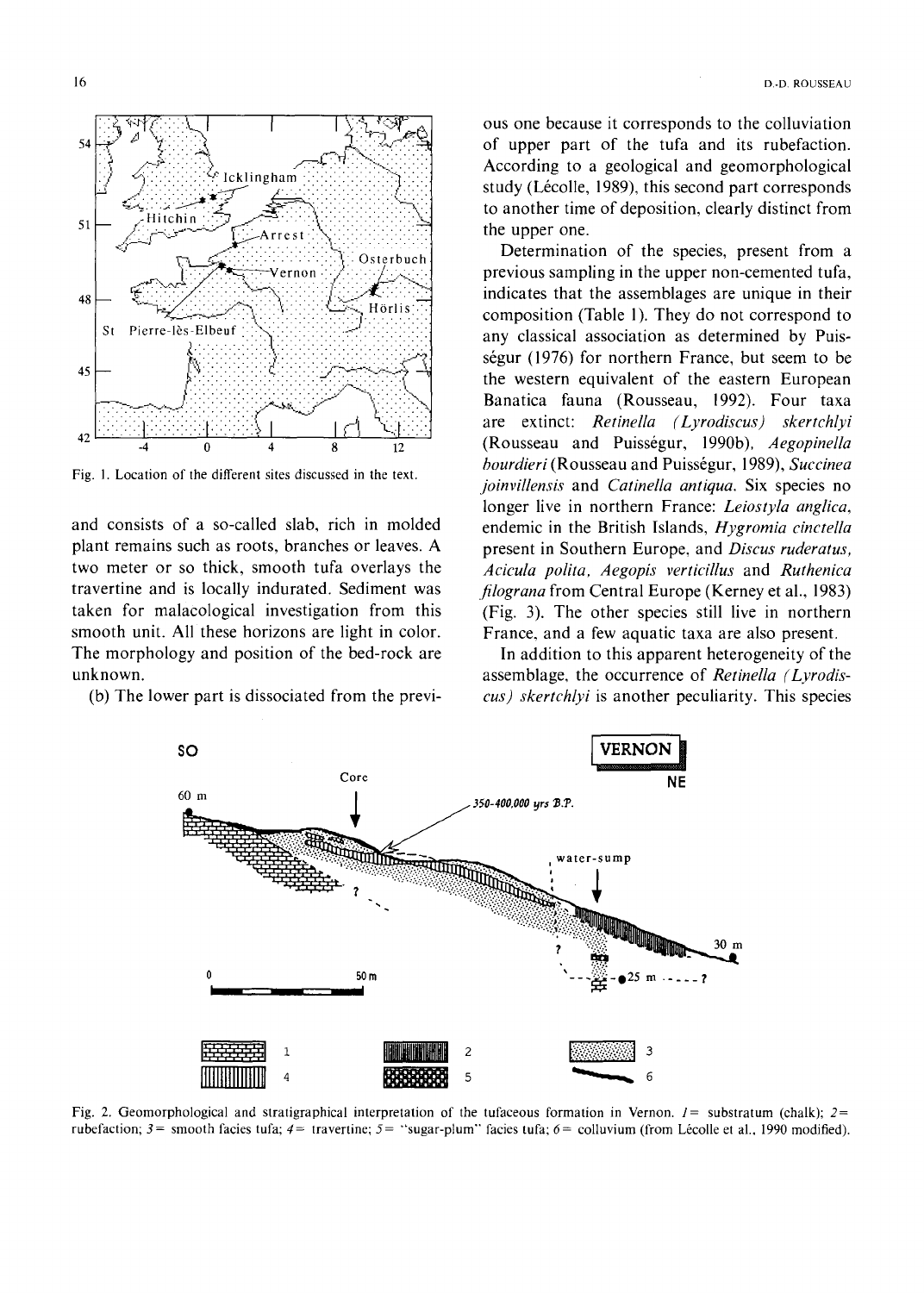Fig. 1. Location of the different sites discussed in the text.

and consists of a so-called slab, rich in molded plant remains such as roots, branches or leaves. A two meter or so thick, smooth tufa overlays the travertine and is locally indurated. Sediment was taken for malacological investigation from this smooth unit. All these horizons are light in color. The morphology and position of the bed-rock are unknown.

(b) The lower part is dissociated from the previous one because it corresponds to the colluviation of upper part of the tufa and its rubefaction. According to a geological and geomorphological study (Lécolle, 1989), this second part corresponds to another time of deposition, clearly distinct from the upper one.

Determination of the species, present from a previous sampling in the upper non-cemented tufa, indicates that the assemblages are unique in their composition (Table 1). They do not correspond to any classical association as determined by Puisségur (1976) for northern France, but seem to be the western equivalent of the eastern European Banatica fauna (Rousseau, 1992). Four taxa are extinct: *Retinella (Lyrodiscus) skertchlyi* (Rousseau and Puisségur, 1990b), *Aegopinella bourdieri* (Rousseau and Puisségur, 1989), *Succinea joinvillensis* and *Catinella antiqua*. Six species no longer live in northern France: *Leiostyla anglica*, endemic in the British Islands, *Hygromia cinctella* present in Southern Europe, and *Discus ruderatus, Acicula polita, Aegopis verticillus* and *Ruthenica filograna* from Central Europe (Kerney et al., 1983) (Fig. 3). The other species still live in northern France, and a few aquatic taxa are also present.

In addition to this apparent heterogeneity of the assemblage, the occurrence of *Retinella (Lyrodiscus) skertchlyi* is another peculiarity. This species

Fig. 2. Geomorphological and stratigraphical interpretation of the tufaceous formation in Vernon. *1* = substratum (chalk); *2* = rubefaction; *3* = smooth facies tufa; *4* = travertine; *5* = "sugar-plum" facies tufa; *6* = colluvium (from Lécolle et al., 1990 modified).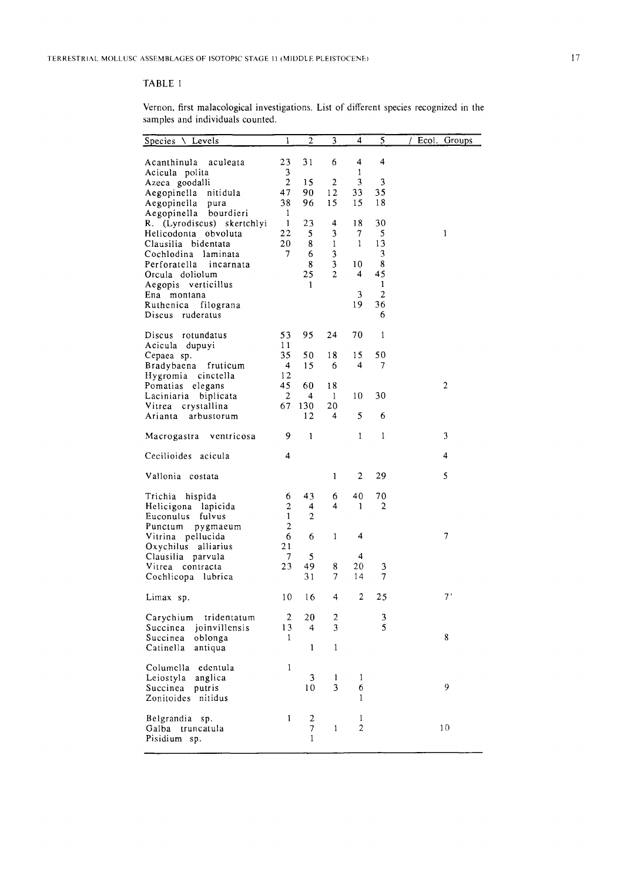TABLE 1

Vernon, first malacological investigations. List of different species recognized in the samples and individuals counted.

| Species \ Levels | 1 | 2 | 3 | 4 | 5 | / Ecol. Groups |
|---|---|---|---|---|---|---|
| Acanthinula aculeata | 23 | 31 | 6 | 4 | 4 | |
| Acicula polita | 3 | | | 1 | | |
| Azeca goodalli | 2 | 15 | 2 | 3 | 3 | |
| Aegopinella nitidula | 47 | 90 | 12 | 33 | 35 | |
| Aegopinella pura | 38 | 96 | 15 | 15 | 18 | |
| Aegopinella bourdieri | 1 | | | | | |
| R. (Lyrodiscus) skertchlyi | 1 | 23 | 4 | 18 | 30 | |
| Helicodonta obvoluta | 22 | 5 | 3 | 7 | 5 | 1 |
| Clausilia bidentata | 20 | 8 | 1 | 1 | 13 | |
| Cochlodina laminata | 7 | 6 | 3 | | 3 | |
| Perforatella incarnata | | 8 | 3 | 10 | 8 | |
| Orcula doliolum | | 25 | 2 | 4 | 45 | |
| Aegopis verticillus | | 1 | | | 1 | |
| Ena montana | | | | 3 | 2 | |
| Ruthenica filograna | | | | 19 | 36 | |
| Discus ruderatus | | | | | 6 | |
| Discus rotundatus | 53 | 95 | 24 | 70 | 1 | |
| Acicula dupuyi | 11 | | | | | |
| Cepaea sp. | 35 | 50 | 18 | 15 | 50 | |
| Bradybaena fruticum | 4 | 15 | 6 | 4 | 7 | |
| Hygromia cinctella | 12 | | | | | |
| Pomatias elegans | 45 | 60 | 18 | | | 2 |
| Laciniaria biplicata | 2 | 4 | 1 | 10 | 30 | |
| Vitrea crystallina | 67 | 130 | 20 | | | |
| Arianta arbustorum | | 12 | 4 | 5 | 6 | |
| Macrogastra ventricosa | 9 | 1 | | 1 | 1 | 3 |
| Cecilioides acicula | 4 | | | | | 4 |
| Vallonia costata | | | 1 | 2 | 29 | 5 |
| Trichia hispida | 6 | 43 | 6 | 40 | 70 | |
| Helicigona lapicida | 2 | 4 | 4 | 1 | 2 | |
| Euconulus fulvus | 1 | 2 | | | | |
| Punctum pygmaeum | 2 | | | | | |
| Vitrina pellucida | 6 | 6 | 1 | 4 | | 7 |
| Oxychilus alliarius | 21 | | | | | |
| Clausilia parvula | 7 | 5 | | 4 | | |
| Vitrea contracta | 23 | 49 | 8 | 20 | 3 | |
| Cochlicopa lubrica | | 31 | 7 | 14 | 7 | |
| Limax sp. | 10 | 16 | 4 | 2 | 25 | 7' |
| Carychium tridentatum | 2 | 20 | 2 | | 3 | |
| Succinea joinvillensis | 13 | 4 | 3 | | 5 | |
| Succinea oblonga | 1 | | | | | 8 |
| Catinella antiqua | | 1 | 1 | | | |
| Columella edentula | 1 | | | | | |
| Leiostyla anglica | | 3 | 1 | 1 | | |
| Succinea putris | | 10 | 3 | 6 | | 9 |
| Zonitoides nitidus | | | | 1 | | |
| Belgrandia sp. | 1 | 2 | | 1 | | |
| Galba truncatula | | 7 | 1 | 2 | | 10 |
| Pisidium sp. | | 1 | | | | |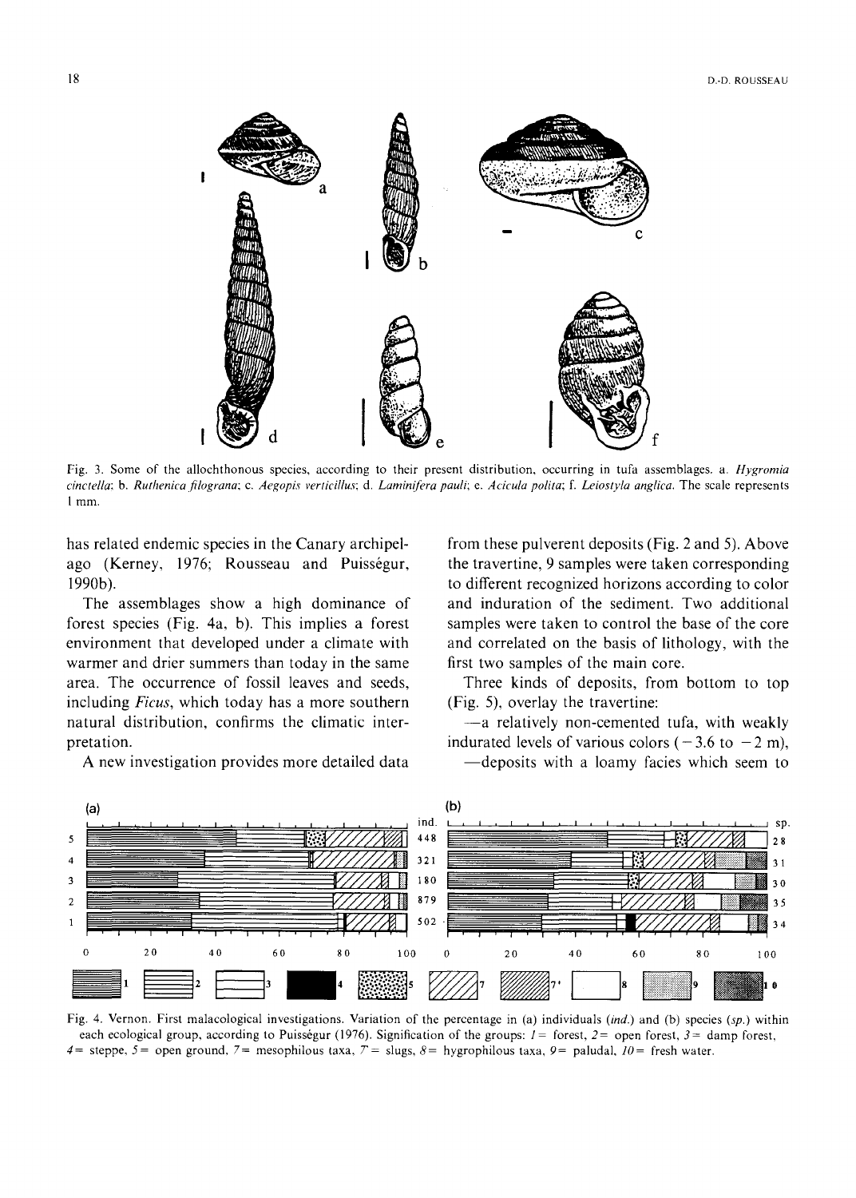Fig. 3. Some of the allochthonous species, according to their present distribution, occurring in tufa assemblages. a. *Hygromia cinctella*; b. *Ruthenica filograna*; c. *Aegopis verticillus*; d. *Laminifera pauli*; e. *Acicula polita*; f. *Leiostyla anglica*. The scale represents 1 mm.

has related endemic species in the Canary archipelago (Kerney, 1976; Rousseau and Puisségur, 1990b).

The assemblages show a high dominance of forest species (Fig. 4a, b). This implies a forest environment that developed under a climate with warmer and drier summers than today in the same area. The occurrence of fossil leaves and seeds, including *Ficus*, which today has a more southern natural distribution, confirms the climatic interpretation.

A new investigation provides more detailed data from these pulverent deposits (Fig. 2 and 5). Above the travertine, 9 samples were taken corresponding to different recognized horizons according to color and induration of the sediment. Two additional samples were taken to control the base of the core and correlated on the basis of lithology, with the first two samples of the main core.

Three kinds of deposits, from bottom to top (Fig. 5), overlay the travertine:

—a relatively non-cemented tufa, with weakly indurated levels of various colors ($-3.6$ to $-2$ m),

—deposits with a loamy facies which seem to

Fig. 4. Vernon. First malacological investigations. Variation of the percentage in (a) individuals (*ind.*) and (b) species (*sp.*) within each ecological group, according to Puisségur (1976). Signification of the groups: *1* = forest, *2* = open forest, *3* = damp forest, *4* = steppe, *5* = open ground, *7* = mesophilous taxa, *7'* = slugs, *8* = hygrophilous taxa, *9* = paludal, *10* = fresh water.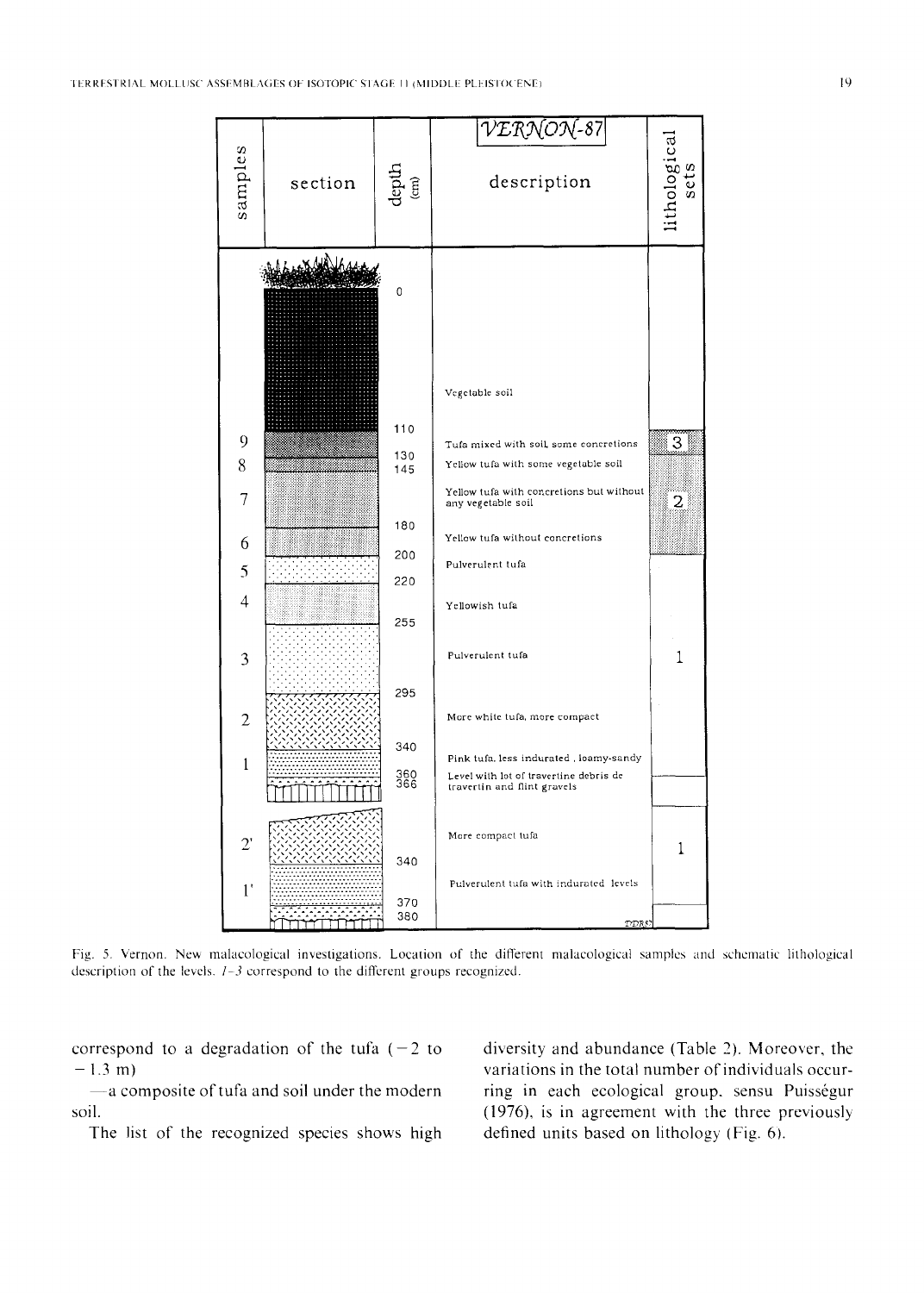| samples | section | depth (cm) | VERNON-87 description | lithological sets |
|---|---|---|---|---|
| | | 0 | | |
| | | | Vegetable soil | |
| | | 110 | | |
| 9 | | | Tufa mixed with soil, some concretions | 3 |
| 8 | | 130 | Yellow tufa with some vegetable soil | 2 |
| | | 145 | | |
| 7 | | | Yellow tufa with concretions but without any vegetable soil | |
| | | 180 | | |
| 6 | | | Yellow tufa without concretions | |
| | | 200 | | |
| 5 | | | Pulverulent tufa | |
| | | 220 | | |
| 4 | | | Yellowish tufa | |
| | | 255 | | |
| 3 | | | Pulverulent tufa | 1 |
| | | 295 | | |
| 2 | | | More white tufa, more compact | |
| | | 340 | | |
| 1 | | | Pink tufa, less indurated, loamy-sandy | |
| | | 360 | | |
| | | 366 | Level with lot of travertine debris de travertin and flint gravels | |
| 2' | | | More compact tufa | 1 |
| | | 340 | | |
| 1' | | | Pulverulent tufa with indurated levels | |
| | | 370 | | |
| | | 380 | | |

Fig. 5. Vernon. New malacological investigations. Location of the different malacological samples and schematic lithological description of the levels. *1–3* correspond to the different groups recognized.

correspond to a degradation of the tufa (−2 to −1.3 m)

—a composite of tufa and soil under the modern soil.

The list of the recognized species shows high diversity and abundance (Table 2). Moreover, the variations in the total number of individuals occurring in each ecological group, sensu Puisségur (1976), is in agreement with the three previously defined units based on lithology (Fig. 6).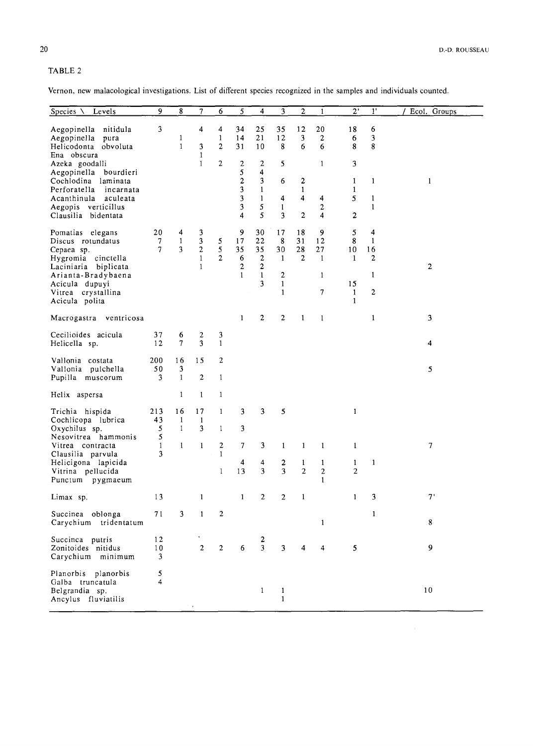TABLE 2

Vernon, new malacological investigations. List of different species recognized in the samples and individuals counted.

| Species \ Levels | 9 | 8 | 7 | 6 | 5 | 4 | 3 | 2 | 1 | 2' | 1' | / Ecol. Groups |
|---|---|---|---|---|---|---|---|---|---|---|---|---|
| Aegopinella nitidula | 3 | | 4 | 4 | 34 | 25 | 35 | 12 | 20 | 18 | 6 | |
| Aegopinella pura | | 1 | | 1 | 14 | 21 | 12 | 3 | 2 | 6 | 3 | |
| Helicodonta obvoluta | | 1 | 3 | 2 | 31 | 10 | 8 | 6 | 6 | 8 | 8 | |
| Ena obscura | | | 1 | | | | | | | | | |
| Azeka goodalli | | | 1 | 2 | 2 | 2 | 5 | | 1 | 3 | | |
| Aegopinella bourdieri | | | | | 5 | 4 | | | | | | |
| Cochlodina laminata | | | | | 2 | 3 | 6 | 2 | | 1 | 1 | 1 |
| Perforatella incarnata | | | | | 3 | 1 | | 1 | | 1 | | |
| Acanthinula aculeata | | | | | 3 | 1 | 4 | 4 | 4 | 5 | 1 | |
| Aegopis verticillus | | | | | 3 | 5 | 1 | | 2 | | 1 | |
| Clausilia bidentata | | | | | 4 | 5 | 3 | 2 | 4 | 2 | | |
| Pomatias elegans | 20 | 4 | 3 | | 9 | 30 | 17 | 18 | 9 | 5 | 4 | |
| Discus rotundatus | 7 | 1 | 3 | 5 | 17 | 22 | 8 | 31 | 12 | 8 | 1 | |
| Cepaea sp. | 7 | 3 | 2 | 5 | 35 | 35 | 30 | 28 | 27 | 10 | 16 | |
| Hygromia cinctella | | | 1 | 2 | 6 | 2 | 1 | 2 | 1 | 1 | 2 | |
| Laciniaria biplicata | | | 1 | | 2 | 2 | | | | | | 2 |
| Arianta-Bradybaena | | | | | 1 | 1 | 2 | | 1 | | 1 | |
| Acicula dupuyi | | | | | | 3 | 1 | | | 15 | | |
| Vitrea crystallina | | | | | | | 1 | | 7 | 1 | 2 | |
| Acicula polita | | | | | | | | | | 1 | | |
| Macrogastra ventricosa | | | | | 1 | 2 | 2 | 1 | 1 | | 1 | 3 |
| Cecilioides acicula | 37 | 6 | 2 | 3 | | | | | | | | |
| Helicella sp. | 12 | 7 | 3 | 1 | | | | | | | | 4 |
| Vallonia costata | 200 | 16 | 15 | 2 | | | | | | | | |
| Vallonia pulchella | 50 | 3 | | | | | | | | | | 5 |
| Pupilla muscorum | 3 | 1 | 2 | 1 | | | | | | | | |
| Helix aspersa | | 1 | 1 | 1 | | | | | | | | |
| Trichia hispida | 213 | 16 | 17 | 1 | 3 | 3 | 5 | | | 1 | | |
| Cochlicopa lubrica | 43 | 1 | 1 | | | | | | | | | |
| Oxychilus sp. | 5 | 1 | 3 | 1 | 3 | | | | | | | |
| Nesovitrea hammonis | 5 | | | | | | | | | | | |
| Vitrea contracta | 1 | 1 | 1 | 2 | 7 | 3 | 1 | 1 | 1 | 1 | | 7 |
| Clausilia parvula | 3 | | | 1 | | | | | | | | |
| Helicigona lapicida | | | | | 4 | 4 | 2 | 1 | 1 | 1 | 1 | |
| Vitrina pellucida | | | | 1 | 13 | 3 | 3 | 2 | 2 | 2 | | |
| Punctum pygmaeum | | | | | | | | | 1 | | | |
| Limax sp. | 13 | | 1 | | 1 | 2 | 2 | 1 | | 1 | 3 | 7' |
| Succinea oblonga | 71 | 3 | 1 | 2 | | | | | | | 1 | |
| Carychium tridentatum | | | | | | | | | 1 | | | 8 |
| Succinea putris | 12 | | | | | 2 | | | | | | |
| Zonitoides nitidus | 10 | | 2 | 2 | 6 | 3 | 3 | 4 | 4 | 5 | | 9 |
| Carychium minimum | 3 | | | | | | | | | | | |
| Planorbis planorbis | 5 | | | | | | | | | | | |
| Galba truncatula | 4 | | | | | | | | | | | |
| Belgrandia sp. | | | | | | 1 | 1 | | | | | 10 |
| Ancylus fluviatilis | | | | | | | 1 | | | | | |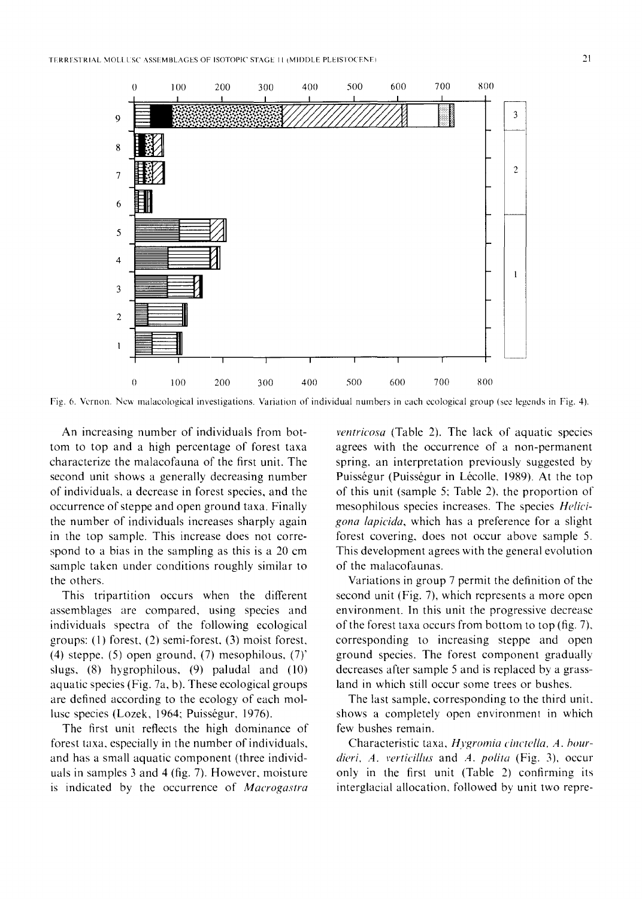Fig. 6. Vernon. New malacological investigations. Variation of individual numbers in each ecological group (see legends in Fig. 4).

An increasing number of individuals from bottom to top and a high percentage of forest taxa characterize the malacofauna of the first unit. The second unit shows a generally decreasing number of individuals, a decrease in forest species, and the occurrence of steppe and open ground taxa. Finally the number of individuals increases sharply again in the top sample. This increase does not correspond to a bias in the sampling as this is a 20 cm sample taken under conditions roughly similar to the others.

This tripartition occurs when the different assemblages are compared, using species and individuals spectra of the following ecological groups: (1) forest, (2) semi-forest, (3) moist forest, (4) steppe, (5) open ground, (7) mesophilous, (7)' slugs, (8) hygrophilous, (9) paludal and (10) aquatic species (Fig. 7a, b). These ecological groups are defined according to the ecology of each mollusc species (Lozek, 1964; Puisségur, 1976).

The first unit reflects the high dominance of forest taxa, especially in the number of individuals, and has a small aquatic component (three individuals in samples 3 and 4 (fig. 7). However, moisture is indicated by the occurrence of *Macrogastra ventricosa* (Table 2). The lack of aquatic species agrees with the occurrence of a non-permanent spring, an interpretation previously suggested by Puisségur (Puisségur in Lécolle, 1989). At the top of this unit (sample 5; Table 2), the proportion of mesophilous species increases. The species *Helicigona lapicida*, which has a preference for a slight forest covering, does not occur above sample 5. This development agrees with the general evolution of the malacofaunas.

Variations in group 7 permit the definition of the second unit (Fig. 7), which represents a more open environment. In this unit the progressive decrease of the forest taxa occurs from bottom to top (fig. 7), corresponding to increasing steppe and open ground species. The forest component gradually decreases after sample 5 and is replaced by a grassland in which still occur some trees or bushes.

The last sample, corresponding to the third unit, shows a completely open environment in which few bushes remain.

Characteristic taxa, *Hygromia cinctella*, *A. bourdieri*, *A. verticillus* and *A. polita* (Fig. 3), occur only in the first unit (Table 2) confirming its interglacial allocation, followed by unit two repre-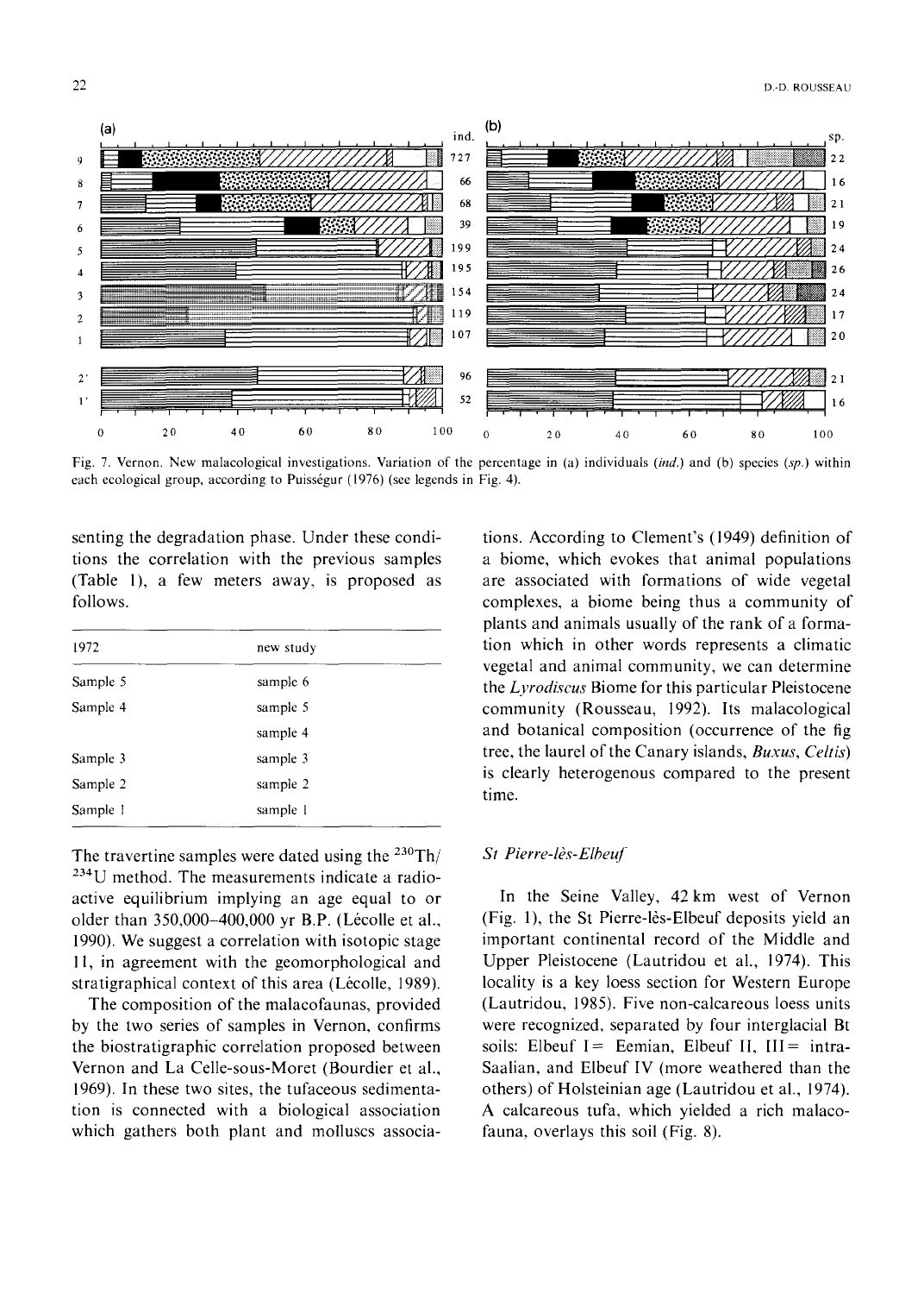Fig. 7. Vernon. New malacological investigations. Variation of the percentage in (a) individuals (*ind.*) and (b) species (*sp.*) within each ecological group, according to Puisségur (1976) (see legends in Fig. 4).

senting the degradation phase. Under these conditions the correlation with the previous samples (Table 1), a few meters away, is proposed as follows.

| 1972 | new study |
|---|---|
| Sample 5 | sample 6 |
| Sample 4 | sample 5 |
| | sample 4 |
| Sample 3 | sample 3 |
| Sample 2 | sample 2 |
| Sample 1 | sample 1 |

The travertine samples were dated using the $^{230}Th/^{234}U$ method. The measurements indicate a radioactive equilibrium implying an age equal to or older than 350,000–400,000 yr B.P. (Lécolle et al., 1990). We suggest a correlation with isotopic stage 11, in agreement with the geomorphological and stratigraphical context of this area (Lécolle, 1989).

The composition of the malacofaunas, provided by the two series of samples in Vernon, confirms the biostratigraphic correlation proposed between Vernon and La Celle-sous-Moret (Bourdier et al., 1969). In these two sites, the tufaceous sedimentation is connected with a biological association which gathers both plant and molluscs associations. According to Clement's (1949) definition of a biome, which evokes that animal populations are associated with formations of wide vegetal complexes, a biome being thus a community of plants and animals usually of the rank of a formation which in other words represents a climatic vegetal and animal community, we can determine the *Lyrodiscus* Biome for this particular Pleistocene community (Rousseau, 1992). Its malacological and botanical composition (occurrence of the fig tree, the laurel of the Canary islands, *Buxus*, *Celtis*) is clearly heterogenous compared to the present time.

### *St Pierre-lès-Elbeuf*

In the Seine Valley, 42 km west of Vernon (Fig. 1), the St Pierre-lès-Elbeuf deposits yield an important continental record of the Middle and Upper Pleistocene (Lautridou et al., 1974). This locality is a key loess section for Western Europe (Lautridou, 1985). Five non-calcareous loess units were recognized, separated by four interglacial Bt soils: Elbeuf I = Eemian, Elbeuf II, III = intra-Saalian, and Elbeuf IV (more weathered than the others) of Holsteinian age (Lautridou et al., 1974). A calcareous tufa, which yielded a rich malacofauna, overlays this soil (Fig. 8).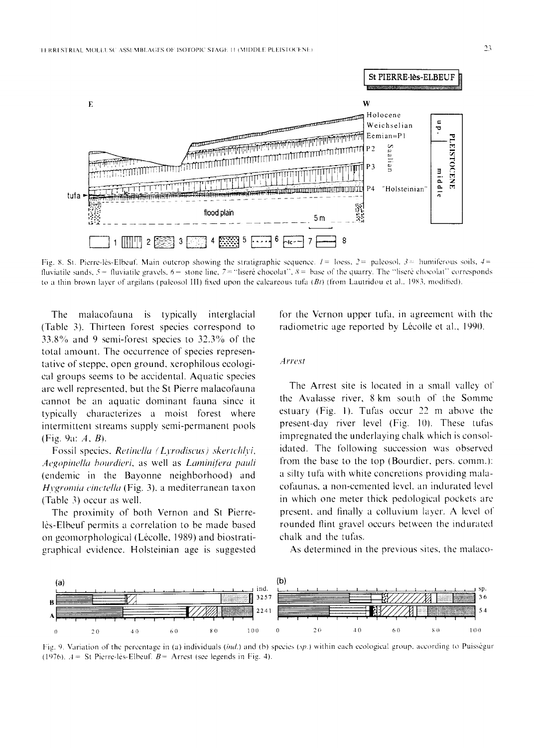Fig. 8. St. Pierre-lès-Elbeuf. Main outcrop showing the stratigraphic sequence. 1 = loess, 2 = paleosol, 3 = humiferous soils, 4 = fluviatile sands, 5 = fluviatile gravels, 6 = stone line, 7 = "liseré chocolat", 8 = base of the quarry. The "liseré chocolat" corresponds to a thin brown layer of argilans (paleosol III) fixed upon the calcareous tufa (*Bt*) (from Lautridou et al., 1983, modified).

The malacofauna is typically interglacial (Table 3). Thirteen forest species correspond to 33.8% and 9 semi-forest species to 32.3% of the total amount. The occurrence of species representative of steppe, open ground, xerophilous ecological groups seems to be accidental. Aquatic species are well represented, but the St Pierre malacofauna cannot be an aquatic dominant fauna since it typically characterizes a moist forest where intermittent streams supply semi-permanent pools (Fig. 9a: *A*, *B*).

Fossil species, *Retinella (Lyrodiscus) skertchlyi*, *Aegopinella bourdieri*, as well as *Laminifera pauli* (endemic in the Bayonne neighborhood) and *Hygromia cinctella* (Fig. 3), a mediterranean taxon (Table 3) occur as well.

The proximity of both Vernon and St Pierre-lès-Elbeuf permits a correlation to be made based on geomorphological (Lécolle, 1989) and biostratigraphical evidence. Holsteinian age is suggested for the Vernon upper tufa, in agreement with the radiometric age reported by Lécolle et al., 1990.

### *Arrest*

The Arrest site is located in a small valley of the Avalasse river, 8 km south of the Somme estuary (Fig. 1). Tufas occur 22 m above the present-day river level (Fig. 10). These tufas impregnated the underlaying chalk which is consolidated. The following succession was observed from the base to the top (Bourdier, pers. comm.): a silty tufa with white concretions providing malacofaunas, a non-cemented level, an indurated level in which one meter thick pedological pockets are present, and finally a colluvium layer. A level of rounded flint gravel occurs between the indurated chalk and the tufas.

As determined in the previous sites, the malaco-

Fig. 9. Variation of the percentage in (a) individuals (*ind.*) and (b) species (*sp.*) within each ecological group, according to Puisségur (1976). *A* = St Pierre-lès-Elbeuf. *B* = Arrest (see legends in Fig. 4).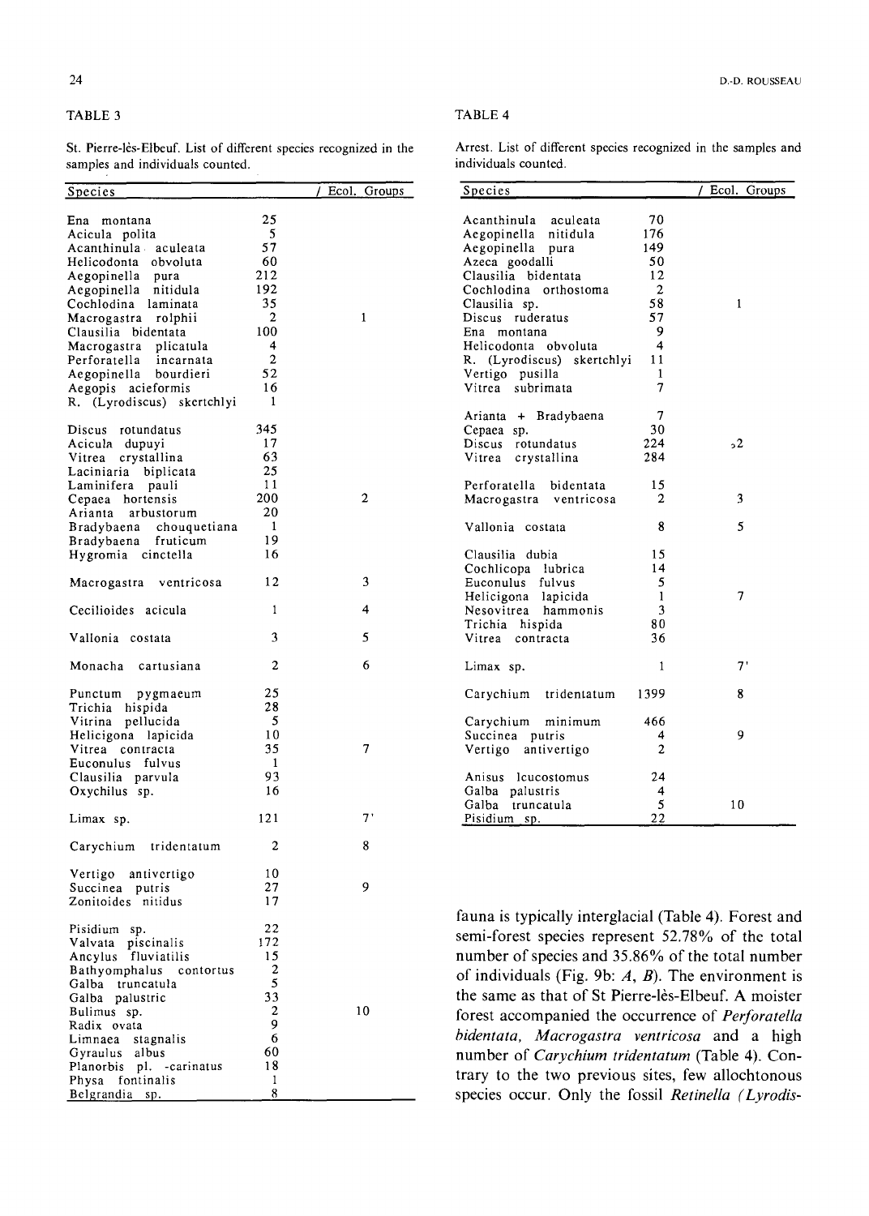TABLE 3

St. Pierre-lès-Elbeuf. List of different species recognized in the samples and individuals counted.

| Species | | / Ecol. Groups |
|---|---|---|
| Ena montana | 25 | |
| Acicula polita | 5 | |
| Acanthinula aculeata | 57 | |
| Helicodonta obvoluta | 60 | |
| Aegopinella pura | 212 | |
| Aegopinella nitidula | 192 | |
| Cochlodina laminata | 35 | |
| Macrogastra rolphii | 2 | 1 |
| Clausilia bidentata | 100 | |
| Macrogastra plicatula | 4 | |
| Perforatella incarnata | 2 | |
| Aegopinella bourdieri | 52 | |
| Aegopis acieformis | 16 | |
| R. (Lyrodiscus) skertchlyi | 1 | |
| Discus rotundatus | 345 | |
| Acicula dupuyi | 17 | |
| Vitrea crystallina | 63 | |
| Laciniaria biplicata | 25 | |
| Laminifera pauli | 11 | |
| Cepaea hortensis | 200 | 2 |
| Arianta arbustorum | 20 | |
| Bradybaena chouquetiana | 1 | |
| Bradybaena fruticum | 19 | |
| Hygromia cinctella | 16 | |
| Macrogastra ventricosa | 12 | 3 |
| Cecilioides acicula | 1 | 4 |
| Vallonia costata | 3 | 5 |
| Monacha cartusiana | 2 | 6 |
| Punctum pygmaeum | 25 | |
| Trichia hispida | 28 | |
| Vitrina pellucida | 5 | |
| Helicigona lapicida | 10 | |
| Vitrea contracta | 35 | 7 |
| Euconulus fulvus | 1 | |
| Clausilia parvula | 93 | |
| Oxychilus sp. | 16 | |
| Limax sp. | 121 | 7' |
| Carychium tridentatum | 2 | 8 |
| Vertigo antivertigo | 10 | |
| Succinea putris | 27 | 9 |
| Zonitoides nitidus | 17 | |
| Pisidium sp. | 22 | |
| Valvata piscinalis | 172 | |
| Ancylus fluviatilis | 15 | |
| Bathyomphalus contortus | 2 | |
| Galba truncatula | 5 | |
| Galba palustric | 33 | |
| Bulimus sp. | 2 | 10 |
| Radix ovata | 9 | |
| Limnaea stagnalis | 6 | |
| Gyraulus albus | 60 | |
| Planorbis pl. -carinatus | 18 | |
| Physa fontinalis | 1 | |
| Belgrandia sp. | 8 | |

TABLE 4

Arrest. List of different species recognized in the samples and individuals counted.

| Species | | / Ecol. Groups |
|---|---|---|
| Acanthinula aculeata | 70 | |
| Aegopinella nitidula | 176 | |
| Aegopinella pura | 149 | |
| Azeca goodalli | 50 | |
| Clausilia bidentata | 12 | |
| Cochlodina orthostoma | 2 | |
| Clausilia sp. | 58 | 1 |
| Discus ruderatus | 57 | |
| Ena montana | 9 | |
| Helicodonta obvoluta | 4 | |
| R. (Lyrodiscus) skertchlyi | 11 | |
| Vertigo pusilla | 1 | |
| Vitrea subrimata | 7 | |
| Arianta + Bradybaena | 7 | |
| Cepaea sp. | 30 | |
| Discus rotundatus | 224 | 2 |
| Vitrea crystallina | 284 | |
| Perforatella bidentata | 15 | |
| Macrogastra ventricosa | 2 | 3 |
| Vallonia costata | 8 | 5 |
| Clausilia dubia | 15 | |
| Cochlicopa lubrica | 14 | |
| Euconulus fulvus | 5 | |
| Helicigona lapicida | 1 | 7 |
| Nesovitrea hammonis | 3 | |
| Trichia hispida | 80 | |
| Vitrea contracta | 36 | |
| Limax sp. | 1 | 7' |
| Carychium tridentatum | 1399 | 8 |
| Carychium minimum | 466 | |
| Succinea putris | 4 | 9 |
| Vertigo antivertigo | 2 | |
| Anisus leucostomus | 24 | |
| Galba palustris | 4 | |
| Galba truncatula | 5 | 10 |
| Pisidium sp. | 22 | |

fauna is typically interglacial (Table 4). Forest and semi-forest species represent 52.78% of the total number of species and 35.86% of the total number of individuals (Fig. 9b: *A*, *B*). The environment is the same as that of St Pierre-lès-Elbeuf. A moister forest accompanied the occurrence of *Perforatella bidentata*, *Macrogastra ventricosa* and a high number of *Carychium tridentatum* (Table 4). Contrary to the two previous sites, few allochtonous species occur. Only the fossil *Retinella (Lyrodis-*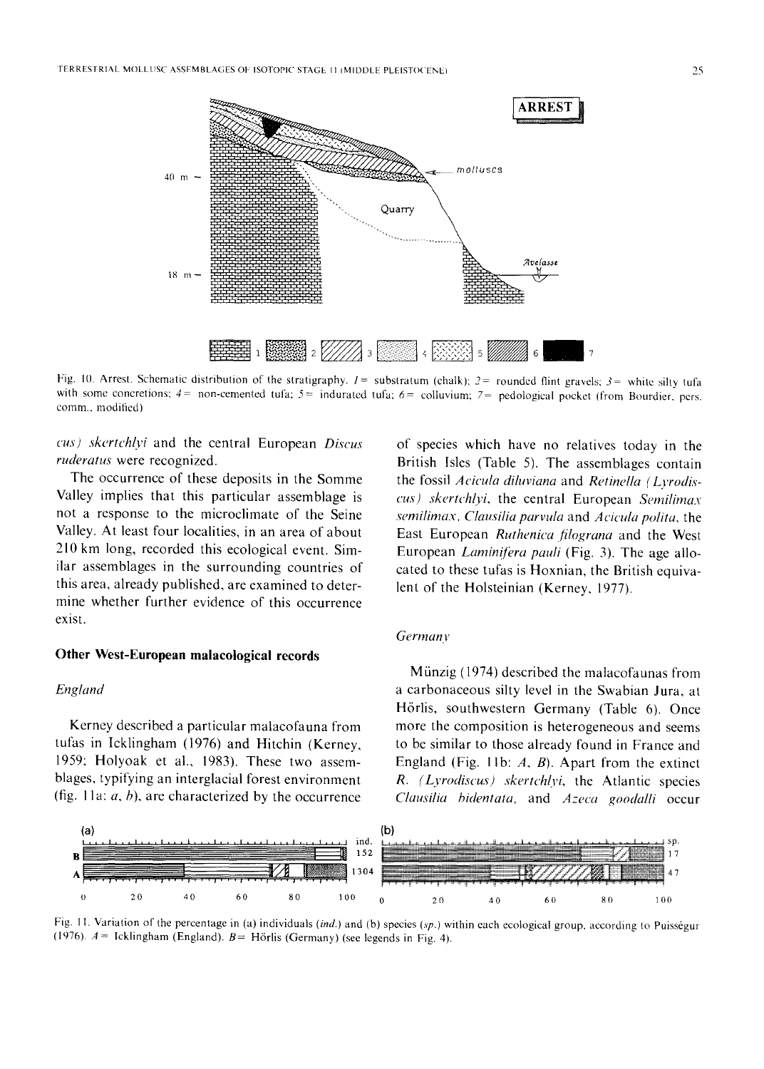Fig. 10. Arrest. Schematic distribution of the stratigraphy. *1* = substratum (chalk); *2* = rounded flint gravels; *3* = white silty tufa with some concretions; *4* = non-cemented tufa; *5* = indurated tufa; *6* = colluvium; *7* = pedological pocket (from Bourdier, pers. comm., modified)

*cus) skertchlyi* and the central European *Discus ruderatus* were recognized.

The occurrence of these deposits in the Somme Valley implies that this particular assemblage is not a response to the microclimate of the Seine Valley. At least four localities, in an area of about 210 km long, recorded this ecological event. Similar assemblages in the surrounding countries of this area, already published, are examined to determine whether further evidence of this occurrence exist.

## Other West-European malacological records

### England

Kerney described a particular malacofauna from tufas in Icklingham (1976) and Hitchin (Kerney, 1959; Holyoak et al., 1983). These two assemblages, typifying an interglacial forest environment (fig. 11a: *a*, *b*), are characterized by the occurrence of species which have no relatives today in the British Isles (Table 5). The assemblages contain the fossil *Acicula diluviana* and *Retinella (Lyrodiscus) skertchlyi*, the central European *Semilimax semilimax*, *Clausilia parvula* and *Acicula polita*, the East European *Ruthenica filograna* and the West European *Laminifera pauli* (Fig. 3). The age allocated to these tufas is Hoxnian, the British equivalent of the Holsteinian (Kerney, 1977).

### Germany

Münzig (1974) described the malacofaunas from a carbonaceous silty level in the Swabian Jura, at Hörlis, southwestern Germany (Table 6). Once more the composition is heterogeneous and seems to be similar to those already found in France and England (Fig. 11b: *A*, *B*). Apart from the extinct *R. (Lyrodiscus) skertchlyi*, the Atlantic species *Clausilia bidentata*, and *Azeca goodalli* occur

Fig. 11. Variation of the percentage in (a) individuals (*ind.*) and (b) species (*sp.*) within each ecological group, according to Puisségur (1976). *A* = Icklingham (England). *B* = Hörlis (Germany) (see legends in Fig. 4).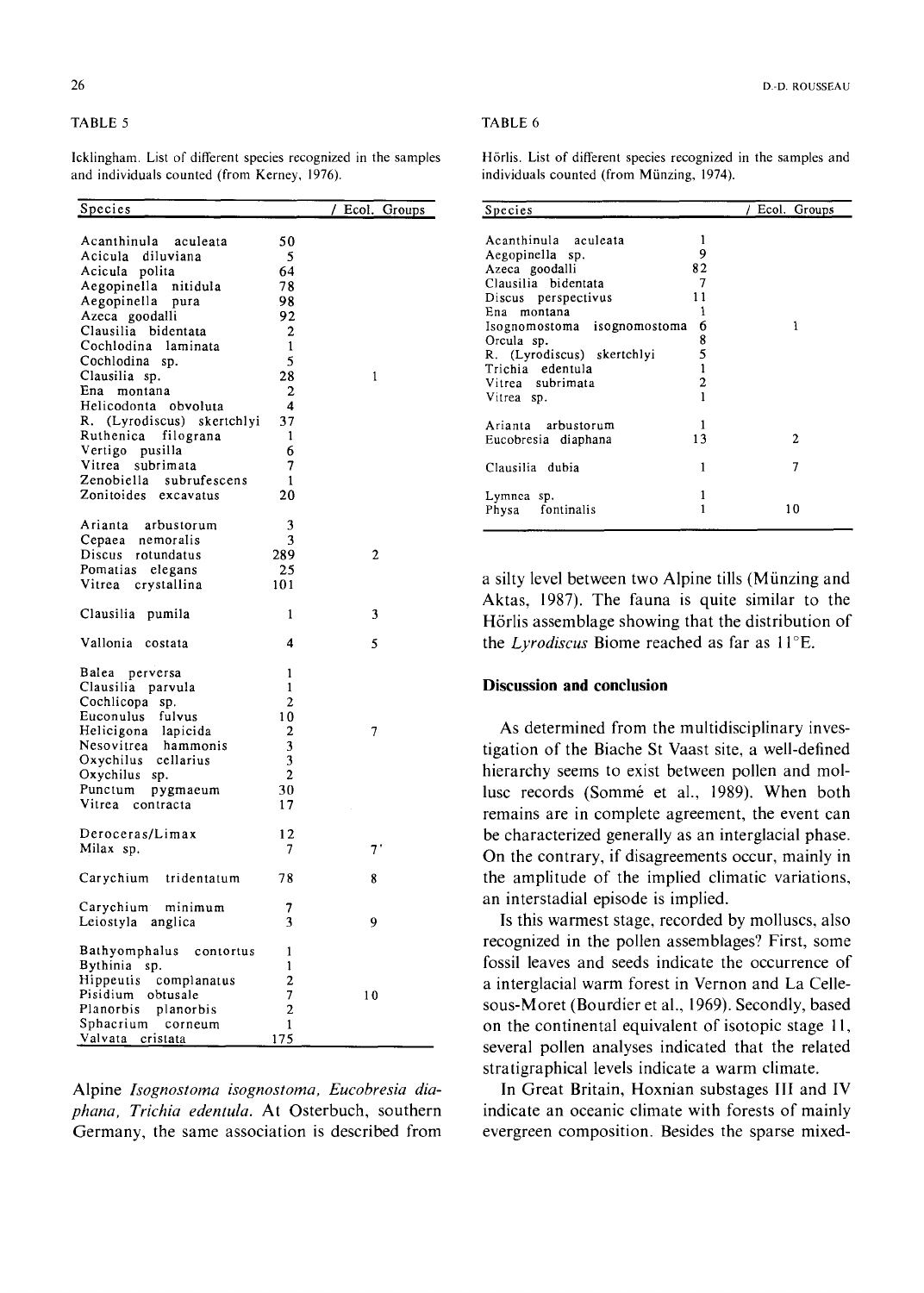TABLE 5

Icklingham. List of different species recognized in the samples and individuals counted (from Kerney, 1976).

| Species | | / Ecol. Groups |
|---|---|---|
| Acanthinula aculeata | 50 | |
| Acicula diluviana | 5 | |
| Acicula polita | 64 | |
| Aegopinella nitidula | 78 | |
| Aegopinella pura | 98 | |
| Azeca goodalli | 92 | |
| Clausilia bidentata | 2 | |
| Cochlodina laminata | 1 | |
| Cochlodina sp. | 5 | |
| Clausilia sp. | 28 | 1 |
| Ena montana | 2 | |
| Helicodonta obvoluta | 4 | |
| R. (Lyrodiscus) skertchlyi | 37 | |
| Ruthenica filograna | 1 | |
| Vertigo pusilla | 6 | |
| Vitrea subrimata | 7 | |
| Zenobiella subrufescens | 1 | |
| Zonitoides excavatus | 20 | |
| Arianta arbustorum | 3 | |
| Cepaea nemoralis | 3 | |
| Discus rotundatus | 289 | 2 |
| Pomatias elegans | 25 | |
| Vitrea crystallina | 101 | |
| Clausilia pumila | 1 | 3 |
| Vallonia costata | 4 | 5 |
| Balea perversa | 1 | |
| Clausilia parvula | 1 | |
| Cochlicopa sp. | 2 | |
| Euconulus fulvus | 10 | |
| Helicigona lapicida | 2 | 7 |
| Nesovitrea hammonis | 3 | |
| Oxychilus cellarius | 3 | |
| Oxychilus sp. | 2 | |
| Punctum pygmaeum | 30 | |
| Vitrea contracta | 17 | |
| Deroceras/Limax | 12 | |
| Milax sp. | 7 | 7' |
| Carychium tridentatum | 78 | 8 |
| Carychium minimum | 7 | |
| Leiostyla anglica | 3 | 9 |
| Bathyomphalus contortus | 1 | |
| Bythinia sp. | 1 | |
| Hippeutis complanatus | 2 | |
| Pisidium obtusale | 7 | 10 |
| Planorbis planorbis | 2 | |
| Sphacrium corneum | 1 | |
| Valvata cristata | 175 | |

TABLE 6

Hörlis. List of different species recognized in the samples and individuals counted (from Münzing, 1974).

| Species | | / Ecol. Groups |
|---|---|---|
| Acanthinula aculeata | 1 | |
| Aegopinella sp. | 9 | |
| Azeca goodalli | 82 | |
| Clausilia bidentata | 7 | |
| Discus perspectivus | 11 | |
| Ena montana | 1 | |
| Isognomostoma isognomostoma | 6 | 1 |
| Orcula sp. | 8 | |
| R. (Lyrodiscus) skertchlyi | 5 | |
| Trichia edentula | 1 | |
| Vitrea subrimata | 2 | |
| Vitrea sp. | 1 | |
| Arianta arbustorum | 1 | |
| Eucobresia diaphana | 13 | 2 |
| Clausilia dubia | 1 | 7 |
| Lymnea sp. | 1 | |
| Physa fontinalis | 1 | 10 |

Alpine *Isognostoma isognostoma, Eucobresia diaphana, Trichia edentula.* At Osterbuch, southern Germany, the same association is described from a silty level between two Alpine tills (Münzing and Aktas, 1987). The fauna is quite similar to the Hörlis assemblage showing that the distribution of the *Lyrodiscus* Biome reached as far as 11°E.

## Discussion and conclusion

As determined from the multidisciplinary investigation of the Biache St Vaast site, a well-defined hierarchy seems to exist between pollen and mollusc records (Sommé et al., 1989). When both remains are in complete agreement, the event can be characterized generally as an interglacial phase. On the contrary, if disagreements occur, mainly in the amplitude of the implied climatic variations, an interstadial episode is implied.

Is this warmest stage, recorded by molluscs, also recognized in the pollen assemblages? First, some fossil leaves and seeds indicate the occurrence of a interglacial warm forest in Vernon and La Celle-sous-Moret (Bourdier et al., 1969). Secondly, based on the continental equivalent of isotopic stage 11, several pollen analyses indicated that the related stratigraphical levels indicate a warm climate.

In Great Britain, Hoxnian substages III and IV indicate an oceanic climate with forests of mainly evergreen composition. Besides the sparse mixed-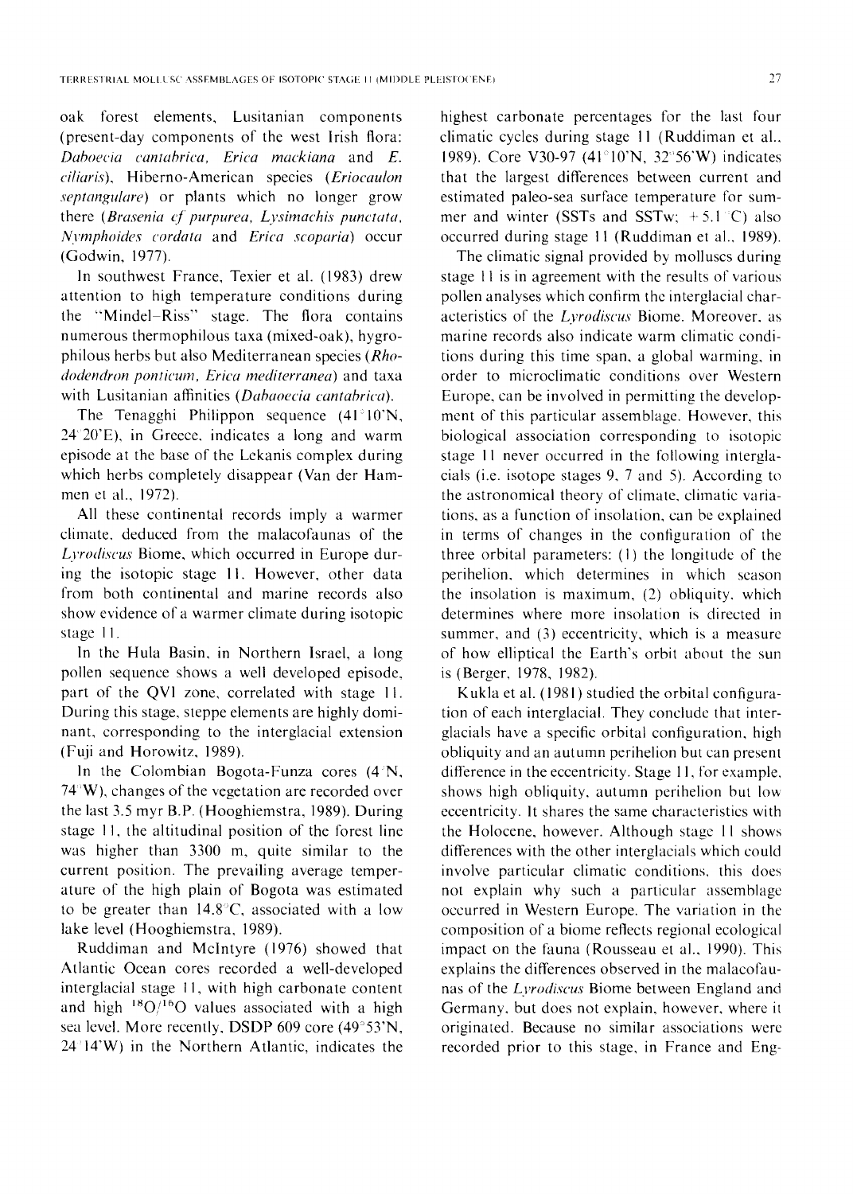oak forest elements, Lusitanian components (present-day components of the west Irish flora: *Daboecia cantabrica*, *Erica mackiana* and *E. ciliaris*), Hiberno-American species (*Eriocaulon septangulare*) or plants which no longer grow there (*Brasenia cf purpurea*, *Lysimachis punctata*, *Nymphoides cordata* and *Erica scoparia*) occur (Godwin, 1977).

In southwest France, Texier et al. (1983) drew attention to high temperature conditions during the "Mindel–Riss" stage. The flora contains numerous thermophilous taxa (mixed-oak), hygrophilous herbs but also Mediterranean species (*Rhododendron ponticum*, *Erica mediterranea*) and taxa with Lusitanian affinities (*Dabaoecia cantabrica*).

The Tenagghi Philippon sequence (41°10'N, 24°20'E), in Greece, indicates a long and warm episode at the base of the Lekanis complex during which herbs completely disappear (Van der Hammen et al., 1972).

All these continental records imply a warmer climate, deduced from the malacofaunas of the *Lyrodiscus* Biome, which occurred in Europe during the isotopic stage 11. However, other data from both continental and marine records also show evidence of a warmer climate during isotopic stage 11.

In the Hula Basin, in Northern Israel, a long pollen sequence shows a well developed episode, part of the QVI zone, correlated with stage 11. During this stage, steppe elements are highly dominant, corresponding to the interglacial extension (Fuji and Horowitz, 1989).

In the Colombian Bogota-Funza cores (4°N, 74°W), changes of the vegetation are recorded over the last 3.5 myr B.P. (Hooghiemstra, 1989). During stage 11, the altitudinal position of the forest line was higher than 3300 m, quite similar to the current position. The prevailing average temperature of the high plain of Bogota was estimated to be greater than 14.8°C, associated with a low lake level (Hooghiemstra, 1989).

Ruddiman and McIntyre (1976) showed that Atlantic Ocean cores recorded a well-developed interglacial stage 11, with high carbonate content and high $^{18}O/^{16}O$ values associated with a high sea level. More recently, DSDP 609 core (49°53'N, 24°14'W) in the Northern Atlantic, indicates the highest carbonate percentages for the last four climatic cycles during stage 11 (Ruddiman et al., 1989). Core V30-97 (41°10'N, 32°56'W) indicates that the largest differences between current and estimated paleo-sea surface temperature for summer and winter (SSTs and SSTw; +5.1°C) also occurred during stage 11 (Ruddiman et al., 1989).

The climatic signal provided by molluscs during stage 11 is in agreement with the results of various pollen analyses which confirm the interglacial characteristics of the *Lyrodiscus* Biome. Moreover, as marine records also indicate warm climatic conditions during this time span, a global warming, in order to microclimatic conditions over Western Europe, can be involved in permitting the development of this particular assemblage. However, this biological association corresponding to isotopic stage 11 never occurred in the following interglacials (i.e. isotope stages 9, 7 and 5). According to the astronomical theory of climate, climatic variations, as a function of insolation, can be explained in terms of changes in the configuration of the three orbital parameters: (1) the longitude of the perihelion, which determines in which season the insolation is maximum, (2) obliquity, which determines where more insolation is directed in summer, and (3) eccentricity, which is a measure of how elliptical the Earth's orbit about the sun is (Berger, 1978, 1982).

Kukla et al. (1981) studied the orbital configuration of each interglacial. They conclude that interglacials have a specific orbital configuration, high obliquity and an autumn perihelion but can present difference in the eccentricity. Stage 11, for example, shows high obliquity, autumn perihelion but low eccentricity. It shares the same characteristics with the Holocene, however. Although stage 11 shows differences with the other interglacials which could involve particular climatic conditions, this does not explain why such a particular assemblage occurred in Western Europe. The variation in the composition of a biome reflects regional ecological impact on the fauna (Rousseau et al., 1990). This explains the differences observed in the malacofaunas of the *Lyrodiscus* Biome between England and Germany, but does not explain, however, where it originated. Because no similar associations were recorded prior to this stage, in France and Eng-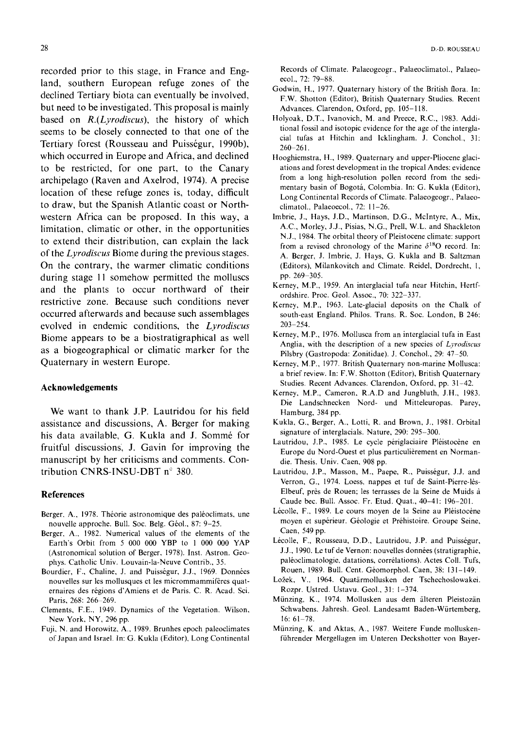recorded prior to this stage, in France and England, southern European refuge zones of the declined Tertiary biota can eventually be involved, but need to be investigated. This proposal is mainly based on *R.(Lyrodiscus)*, the history of which seems to be closely connected to that one of the Tertiary forest (Rousseau and Puisségur, 1990b), which occurred in Europe and Africa, and declined to be restricted, for one part, to the Canary archipelago (Raven and Axelrod, 1974). A precise location of these refuge zones is, today, difficult to draw, but the Spanish Atlantic coast or Northwestern Africa can be proposed. In this way, a limitation, climatic or other, in the opportunities to extend their distribution, can explain the lack of the *Lyrodiscus* Biome during the previous stages. On the contrary, the warmer climatic conditions during stage 11 somehow permitted the molluscs and the plants to occur northward of their restrictive zone. Because such conditions never occurred afterwards and because such assemblages evolved in endemic conditions, the *Lyrodiscus* Biome appears to be a biostratigraphical as well as a biogeographical or climatic marker for the Quaternary in western Europe.

## Acknowledgements

We want to thank J.P. Lautridou for his field assistance and discussions, A. Berger for making his data available, G. Kukla and J. Sommé for fruitful discussions, J. Gavin for improving the manuscript by her criticisms and comments. Contribution CNRS-INSU-DBT n° 380.

## References

Berger, A., 1978. Théorie astronomique des paléoclimats, une nouvelle approche. Bull. Soc. Belg. Géol., 87: 9–25.

Berger, A., 1982. Numerical values of the elements of the Earth's Orbit from 5 000 000 YBP to 1 000 000 YAP (Astronomical solution of Berger, 1978). Inst. Astron. Geophys. Catholic Univ. Louvain-la-Neuve Contrib., 35.

Bourdier, F., Chaline, J. and Puisségur, J.J., 1969. Données nouvelles sur les mollusques et les micrommammifères quaternaires des régions d'Amiens et de Paris. C. R. Acad. Sci. Paris, 268: 266–269.

Clements, F.E., 1949. Dynamics of the Vegetation. Wilson, New York, NY, 296 pp.

Fuji, N. and Horowitz, A., 1989. Brunhes epoch paleoclimates of Japan and Israel. In: G. Kukla (Editor), Long Continental Records of Climate. Palaeogeogr., Palaeoclimatol., Palaeoecol., 72: 79–88.

Godwin, H., 1977. Quaternary history of the British flora. In: F.W. Shotton (Editor), British Quaternary Studies. Recent Advances. Clarendon, Oxford, pp. 105–118.

Holyoak, D.T., Ivanovich, M. and Preece, R.C., 1983. Additional fossil and isotopic evidence for the age of the interglacial tufas at Hitchin and Icklingham. J. Conchol., 31: 260–261.

Hooghiemstra, H., 1989. Quaternary and upper-Pliocene glaciations and forest development in the tropical Andes: evidence from a long high-resolution pollen record from the sedimentary basin of Bogotá, Colombia. In: G. Kukla (Editor), Long Continental Records of Climate. Palaeogeogr., Palaeoclimatol., Palaeoecol., 72: 11–26.

Imbrie, J., Hays, J.D., Martinson, D.G., McIntyre, A., Mix, A.C., Morley, J.J., Pisias, N.G., Prell, W.L. and Shackleton N.J., 1984. The orbital theory of Pleistocene climate: support from a revised chronology of the Marine $\delta^{18}O$ record. In: A. Berger, J. Imbrie, J. Hays, G. Kukla and B. Saltzman (Editors), Milankovitch and Climate. Reidel, Dordrecht, 1, pp. 269–305.

Kerney, M.P., 1959. An interglacial tufa near Hitchin, Hertfordshire. Proc. Geol. Assoc., 70: 322–337.

Kerney, M.P., 1963. Late-glacial deposits on the Chalk of south-east England. Philos. Trans. R. Soc. London, B 246: 203–254.

Kerney, M.P., 1976. Mollusca from an interglacial tufa in East Anglia, with the description of a new species of *Lyrodiscus* Pilsbry (Gastropoda: Zonitidae). J. Conchol., 29: 47–50.

Kerney, M.P., 1977. British Quaternary non-marine Mollusca: a brief review. In: F.W. Shotton (Editor), British Quaternary Studies. Recent Advances. Clarendon, Oxford, pp. 31–42.

Kerney, M.P., Cameron, R.A.D and Jungbluth, J.H., 1983. Die Landschnecken Nord- und Mitteleuropas. Parey, Hamburg, 384 pp.

Kukla, G., Berger, A., Lotti, R. and Brown, J., 1981. Orbital signature of interglacials. Nature, 290: 295–300.

Lautridou, J.P., 1985. Le cycle périglaciaire Pléistocène en Europe du Nord-Ouest et plus particulièrement en Normandie. Thesis. Univ. Caen, 908 pp.

Lautridou, J.P., Masson, M., Paepe, R., Puisségur, J.J. and Verron, G., 1974. Loess, nappes et tuf de Saint-Pierre-lès-Elbeuf, près de Rouen; les terrasses de la Seine de Muids à Caude bec. Bull. Assoc. Fr. Etud. Quat., 40–41: 196–201.

Lécolle, F., 1989. Le cours moyen de la Seine au Pléistocène moyen et supérieur. Géologie et Préhistoire. Groupe Seine, Caen, 549 pp.

Lécolle, F., Rousseau, D.D., Lautridou, J.P. and Puisségur, J.J., 1990. Le tuf de Vernon: nouvelles données (stratigraphie, paléoclimatologie, datations, corrélations). Actes Coll. Tufs, Rouen, 1989. Bull. Cent. Géomorphol. Caen, 38: 131–149.

Ložek, V., 1964. Quatärmollusken der Tschechoslowakei. Rozpr. Ustred. Ustavu. Geol., 31: 1–374.

Münzing, K., 1974. Mollusken aus dem älteren Pleistozän Schwabens. Jahresh. Geol. Landesamt Baden-Würtemberg, 16: 61–78.

Münzing, K. and Aktas, A., 1987. Weitere Funde molluskenführender Mergellagen im Unteren Deckshotter von Bayer-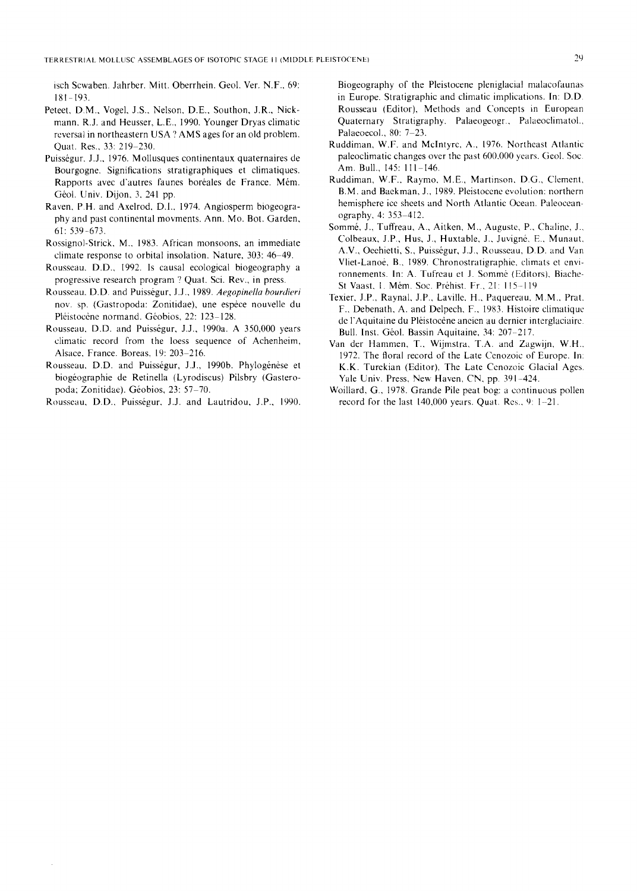isch Scwaben. Jahrber. Mitt. Oberrhein. Geol. Ver. N.F., 69: 181–193.

Peteet, D.M., Vogel, J.S., Nelson, D.E., Southon, J.R., Nickmann, R.J. and Heusser, L.E., 1990. Younger Dryas climatic reversal in northeastern USA ? AMS ages for an old problem. Quat. Res., 33: 219–230.

Puisségur, J.J., 1976. Mollusques continentaux quaternaires de Bourgogne. Significations stratigraphiques et climatiques. Rapports avec d'autres faunes boréales de France. Mém. Géol. Univ. Dijon, 3, 241 pp.

Raven, P.H. and Axelrod, D.I., 1974. Angiosperm biogeography and past continental movments. Ann. Mo. Bot. Garden, 61: 539–673.

Rossignol-Strick, M., 1983. African monsoons, an immediate climate response to orbital insolation. Nature, 303: 46–49.

Rousseau, D.D., 1992. Is causal ecological biogeography a progressive research program ? Quat. Sci. Rev., in press.

Rousseau, D.D. and Puisségur, J.J., 1989. *Aegopinella bourdieri* nov. sp. (Gastropoda: Zonitidae), une espèce nouvelle du Pléistocène normand. Géobios, 22: 123–128.

Rousseau, D.D. and Puisségur, J.J., 1990a. A 350,000 years climatic record from the loess sequence of Achenheim, Alsace, France. Boreas, 19: 203–216.

Rousseau, D.D. and Puisségur, J.J., 1990b. Phylogénèse et biogéographie de Retinella (Lyrodiscus) Pilsbry (Gasteropoda; Zonitidae). Géobios, 23: 57–70.

Rousseau, D.D., Puisségur, J.J. and Lautridou, J.P., 1990. Biogeography of the Pleistocene pleniglacial malacofaunas in Europe. Stratigraphic and climatic implications. In: D.D. Rousseau (Editor), Methods and Concepts in European Quaternary Stratigraphy. Palaeogeogr., Palaeoclimatol., Palaeoecol., 80: 7–23.

Ruddiman, W.F. and McIntyre, A., 1976. Northeast Atlantic paleoclimatic changes over the past 600,000 years. Geol. Soc. Am. Bull., 145: 111–146.

Ruddiman, W.F., Raymo, M.E., Martinson, D.G., Clement, B.M. and Backman, J., 1989. Pleistocene evolution: northern hemisphere ice sheets and North Atlantic Ocean. Paleoceanography, 4: 353–412.

Sommé, J., Tuffreau, A., Aitken, M., Auguste, P., Chaline, J., Colbeaux, J.P., Hus, J., Huxtable, J., Juvigné, E., Munaut, A.V., Occhietti, S., Puisségur, J.J., Rousseau, D.D. and Van Vliet-Lanoë, B., 1989. Chronostratigraphie, climats et environnements. In: A. Tufreau et J. Sommé (Editors), Biache-St Vaast, 1. Mém. Soc. Préhist. Fr., 21: 115–119.

Texier, J.P., Raynal, J.P., Laville, H., Paquereau, M.M., Prat, F., Debenath, A. and Delpech, F., 1983. Histoire climatique de l'Aquitaine du Pléistocène ancien au dernier interglaciaire. Bull. Inst. Géol. Bassin Aquitaine, 34: 207–217.

Van der Hammen, T., Wijmstra, T.A. and Zagwijn, W.H., 1972. The floral record of the Late Cenozoic of Europe. In: K.K. Turekian (Editor), The Late Cenozoic Glacial Ages. Yale Univ. Press, New Haven, CN, pp. 391–424.

Woillard, G., 1978. Grande Pile peat bog: a continuous pollen record for the last 140,000 years. Quat. Res., 9: 1–21.